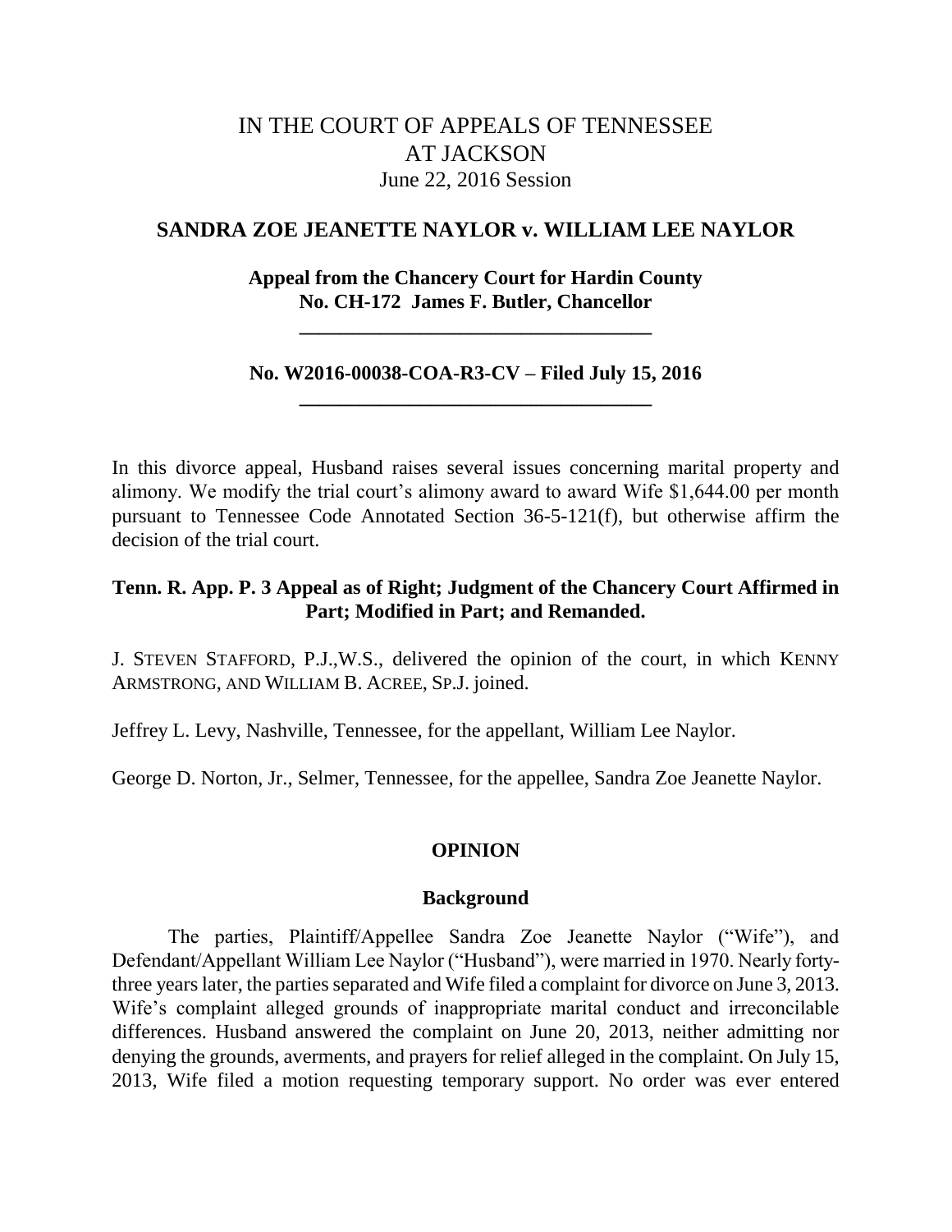# IN THE COURT OF APPEALS OF TENNESSEE AT JACKSON

June 22, 2016 Session

## SANDRA ZOE JEANETTE NAYLOR v. WILLIAM LEE NAYLOR

**Appeal from the Chancery Court for Hardin County**
**No. CH-172 James F. Butler, Chancellor**

---

**No. W2016-00038-COA-R3-CV – Filed July 15, 2016**

---

In this divorce appeal, Husband raises several issues concerning marital property and alimony. We modify the trial court's alimony award to award Wife $1,644.00 per month pursuant to Tennessee Code Annotated Section 36-5-121(f), but otherwise affirm the decision of the trial court.

**Tenn. R. App. P. 3 Appeal as of Right; Judgment of the Chancery Court Affirmed in Part; Modified in Part; and Remanded.**

J. STEVEN STAFFORD, P.J.,W.S., delivered the opinion of the court, in which KENNY ARMSTRONG, AND WILLIAM B. ACREE, SP.J. joined.

Jeffrey L. Levy, Nashville, Tennessee, for the appellant, William Lee Naylor.

George D. Norton, Jr., Selmer, Tennessee, for the appellee, Sandra Zoe Jeanette Naylor.

## OPINION

### Background

The parties, Plaintiff/Appellee Sandra Zoe Jeanette Naylor ("Wife"), and Defendant/Appellant William Lee Naylor ("Husband"), were married in 1970. Nearly forty-three years later, the parties separated and Wife filed a complaint for divorce on June 3, 2013. Wife's complaint alleged grounds of inappropriate marital conduct and irreconcilable differences. Husband answered the complaint on June 20, 2013, neither admitting nor denying the grounds, averments, and prayers for relief alleged in the complaint. On July 15, 2013, Wife filed a motion requesting temporary support. No order was ever entered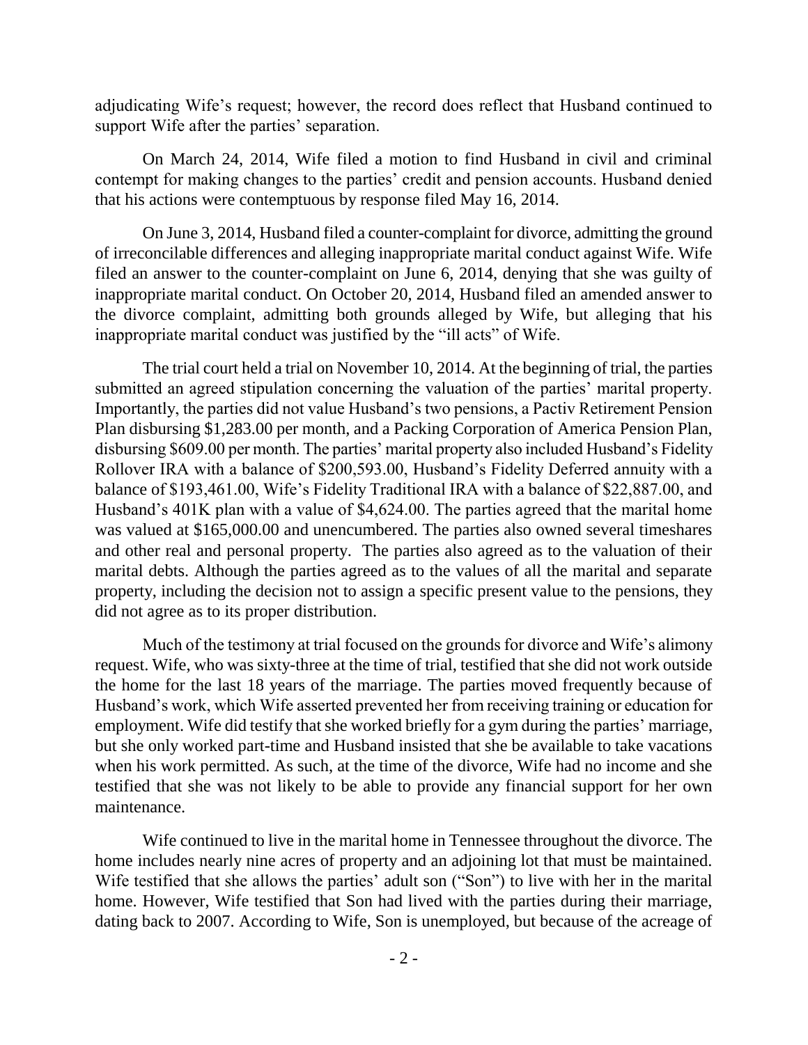adjudicating Wife's request; however, the record does reflect that Husband continued to support Wife after the parties' separation.

On March 24, 2014, Wife filed a motion to find Husband in civil and criminal contempt for making changes to the parties' credit and pension accounts. Husband denied that his actions were contemptuous by response filed May 16, 2014.

On June 3, 2014, Husband filed a counter-complaint for divorce, admitting the ground of irreconcilable differences and alleging inappropriate marital conduct against Wife. Wife filed an answer to the counter-complaint on June 6, 2014, denying that she was guilty of inappropriate marital conduct. On October 20, 2014, Husband filed an amended answer to the divorce complaint, admitting both grounds alleged by Wife, but alleging that his inappropriate marital conduct was justified by the "ill acts" of Wife.

The trial court held a trial on November 10, 2014. At the beginning of trial, the parties submitted an agreed stipulation concerning the valuation of the parties' marital property. Importantly, the parties did not value Husband's two pensions, a Pactiv Retirement Pension Plan disbursing $1,283.00 per month, and a Packing Corporation of America Pension Plan, disbursing $609.00 per month. The parties' marital property also included Husband's Fidelity Rollover IRA with a balance of $200,593.00, Husband's Fidelity Deferred annuity with a balance of $193,461.00, Wife's Fidelity Traditional IRA with a balance of $22,887.00, and Husband's 401K plan with a value of $4,624.00. The parties agreed that the marital home was valued at $165,000.00 and unencumbered. The parties also owned several timeshares and other real and personal property. The parties also agreed as to the valuation of their marital debts. Although the parties agreed as to the values of all the marital and separate property, including the decision not to assign a specific present value to the pensions, they did not agree as to its proper distribution.

Much of the testimony at trial focused on the grounds for divorce and Wife's alimony request. Wife, who was sixty-three at the time of trial, testified that she did not work outside the home for the last 18 years of the marriage. The parties moved frequently because of Husband's work, which Wife asserted prevented her from receiving training or education for employment. Wife did testify that she worked briefly for a gym during the parties' marriage, but she only worked part-time and Husband insisted that she be available to take vacations when his work permitted. As such, at the time of the divorce, Wife had no income and she testified that she was not likely to be able to provide any financial support for her own maintenance.

Wife continued to live in the marital home in Tennessee throughout the divorce. The home includes nearly nine acres of property and an adjoining lot that must be maintained. Wife testified that she allows the parties' adult son ("Son") to live with her in the marital home. However, Wife testified that Son had lived with the parties during their marriage, dating back to 2007. According to Wife, Son is unemployed, but because of the acreage of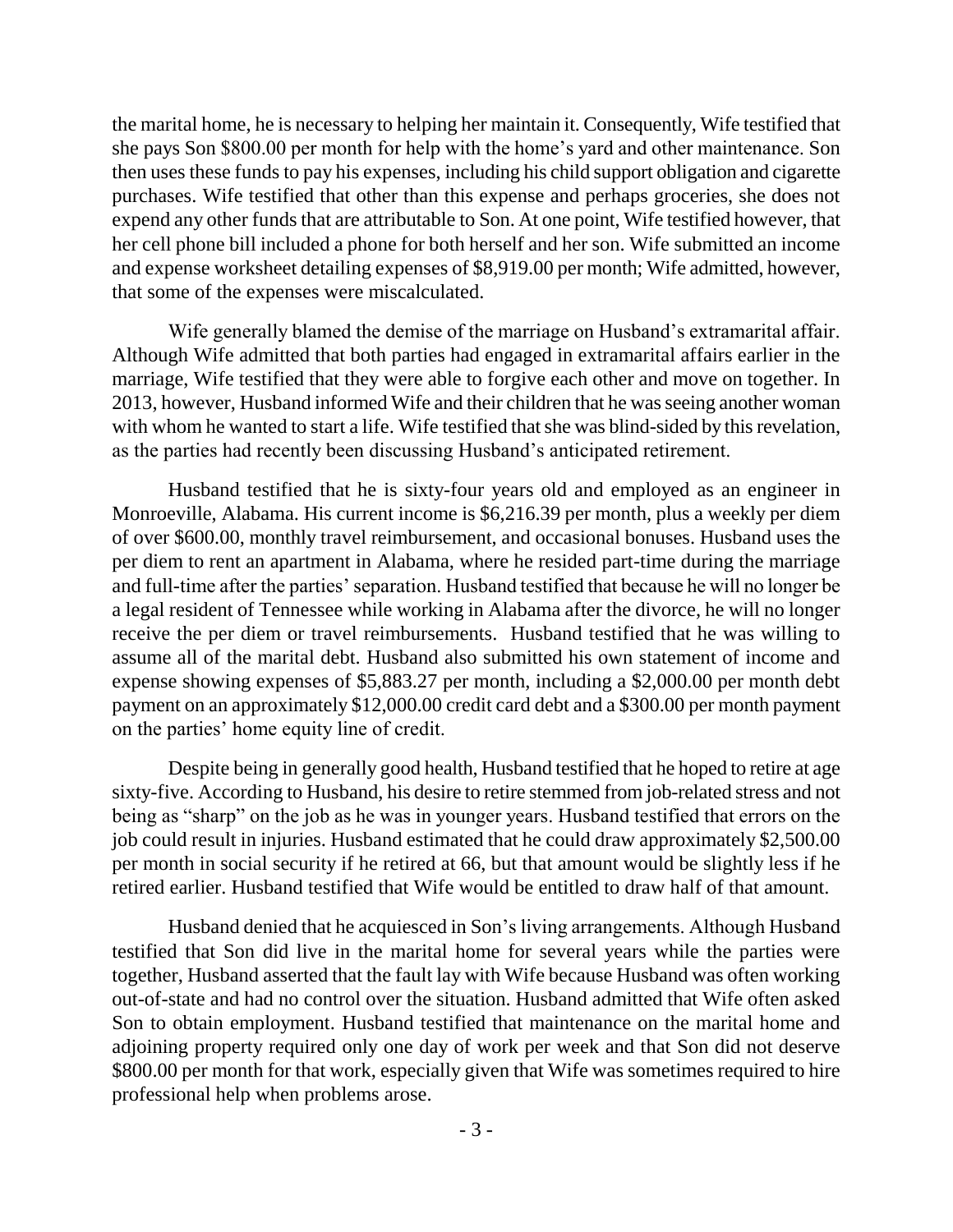the marital home, he is necessary to helping her maintain it. Consequently, Wife testified that she pays Son $800.00 per month for help with the home's yard and other maintenance. Son then uses these funds to pay his expenses, including his child support obligation and cigarette purchases. Wife testified that other than this expense and perhaps groceries, she does not expend any other funds that are attributable to Son. At one point, Wife testified however, that her cell phone bill included a phone for both herself and her son. Wife submitted an income and expense worksheet detailing expenses of $8,919.00 per month; Wife admitted, however, that some of the expenses were miscalculated.

Wife generally blamed the demise of the marriage on Husband's extramarital affair. Although Wife admitted that both parties had engaged in extramarital affairs earlier in the marriage, Wife testified that they were able to forgive each other and move on together. In 2013, however, Husband informed Wife and their children that he was seeing another woman with whom he wanted to start a life. Wife testified that she was blind-sided by this revelation, as the parties had recently been discussing Husband's anticipated retirement.

Husband testified that he is sixty-four years old and employed as an engineer in Monroeville, Alabama. His current income is $6,216.39 per month, plus a weekly per diem of over $600.00, monthly travel reimbursement, and occasional bonuses. Husband uses the per diem to rent an apartment in Alabama, where he resided part-time during the marriage and full-time after the parties' separation. Husband testified that because he will no longer be a legal resident of Tennessee while working in Alabama after the divorce, he will no longer receive the per diem or travel reimbursements. Husband testified that he was willing to assume all of the marital debt. Husband also submitted his own statement of income and expense showing expenses of $5,883.27 per month, including a $2,000.00 per month debt payment on an approximately $12,000.00 credit card debt and a $300.00 per month payment on the parties' home equity line of credit.

Despite being in generally good health, Husband testified that he hoped to retire at age sixty-five. According to Husband, his desire to retire stemmed from job-related stress and not being as "sharp" on the job as he was in younger years. Husband testified that errors on the job could result in injuries. Husband estimated that he could draw approximately $2,500.00 per month in social security if he retired at 66, but that amount would be slightly less if he retired earlier. Husband testified that Wife would be entitled to draw half of that amount.

Husband denied that he acquiesced in Son's living arrangements. Although Husband testified that Son did live in the marital home for several years while the parties were together, Husband asserted that the fault lay with Wife because Husband was often working out-of-state and had no control over the situation. Husband admitted that Wife often asked Son to obtain employment. Husband testified that maintenance on the marital home and adjoining property required only one day of work per week and that Son did not deserve $800.00 per month for that work, especially given that Wife was sometimes required to hire professional help when problems arose.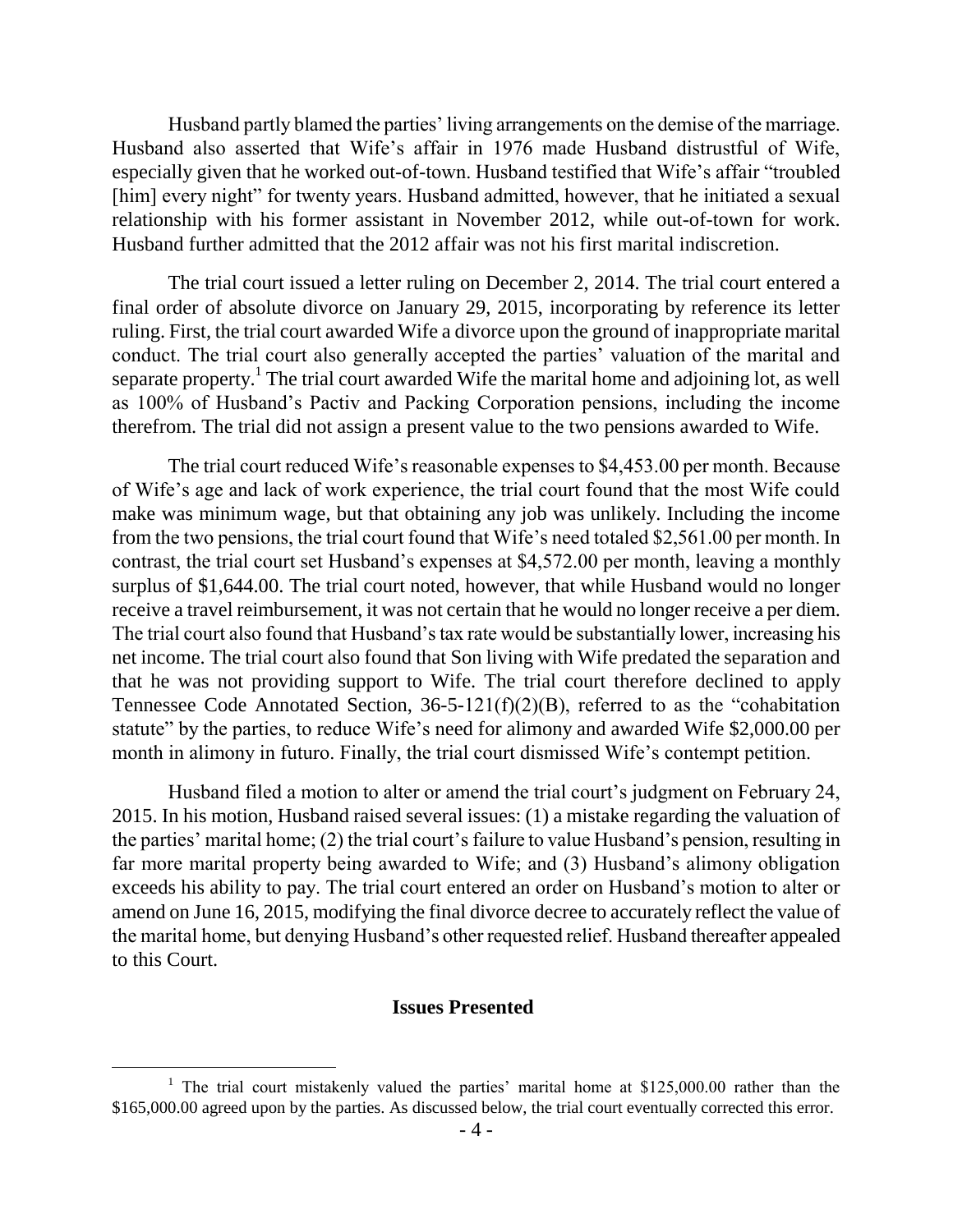Husband partly blamed the parties' living arrangements on the demise of the marriage. Husband also asserted that Wife's affair in 1976 made Husband distrustful of Wife, especially given that he worked out-of-town. Husband testified that Wife's affair "troubled [him] every night" for twenty years. Husband admitted, however, that he initiated a sexual relationship with his former assistant in November 2012, while out-of-town for work. Husband further admitted that the 2012 affair was not his first marital indiscretion.

The trial court issued a letter ruling on December 2, 2014. The trial court entered a final order of absolute divorce on January 29, 2015, incorporating by reference its letter ruling. First, the trial court awarded Wife a divorce upon the ground of inappropriate marital conduct. The trial court also generally accepted the parties' valuation of the marital and separate property.[1] The trial court awarded Wife the marital home and adjoining lot, as well as 100% of Husband's Pactiv and Packing Corporation pensions, including the income therefrom. The trial did not assign a present value to the two pensions awarded to Wife.

The trial court reduced Wife's reasonable expenses to $4,453.00 per month. Because of Wife's age and lack of work experience, the trial court found that the most Wife could make was minimum wage, but that obtaining any job was unlikely. Including the income from the two pensions, the trial court found that Wife's need totaled $2,561.00 per month. In contrast, the trial court set Husband's expenses at $4,572.00 per month, leaving a monthly surplus of $1,644.00. The trial court noted, however, that while Husband would no longer receive a travel reimbursement, it was not certain that he would no longer receive a per diem. The trial court also found that Husband's tax rate would be substantially lower, increasing his net income. The trial court also found that Son living with Wife predated the separation and that he was not providing support to Wife. The trial court therefore declined to apply Tennessee Code Annotated Section, 36-5-121(f)(2)(B), referred to as the "cohabitation statute" by the parties, to reduce Wife's need for alimony and awarded Wife $2,000.00 per month in alimony in futuro. Finally, the trial court dismissed Wife's contempt petition.

Husband filed a motion to alter or amend the trial court's judgment on February 24, 2015. In his motion, Husband raised several issues: (1) a mistake regarding the valuation of the parties' marital home; (2) the trial court's failure to value Husband's pension, resulting in far more marital property being awarded to Wife; and (3) Husband's alimony obligation exceeds his ability to pay. The trial court entered an order on Husband's motion to alter or amend on June 16, 2015, modifying the final divorce decree to accurately reflect the value of the marital home, but denying Husband's other requested relief. Husband thereafter appealed to this Court.

## Issues Presented

---

[1] The trial court mistakenly valued the parties' marital home at $125,000.00 rather than the $165,000.00 agreed upon by the parties. As discussed below, the trial court eventually corrected this error.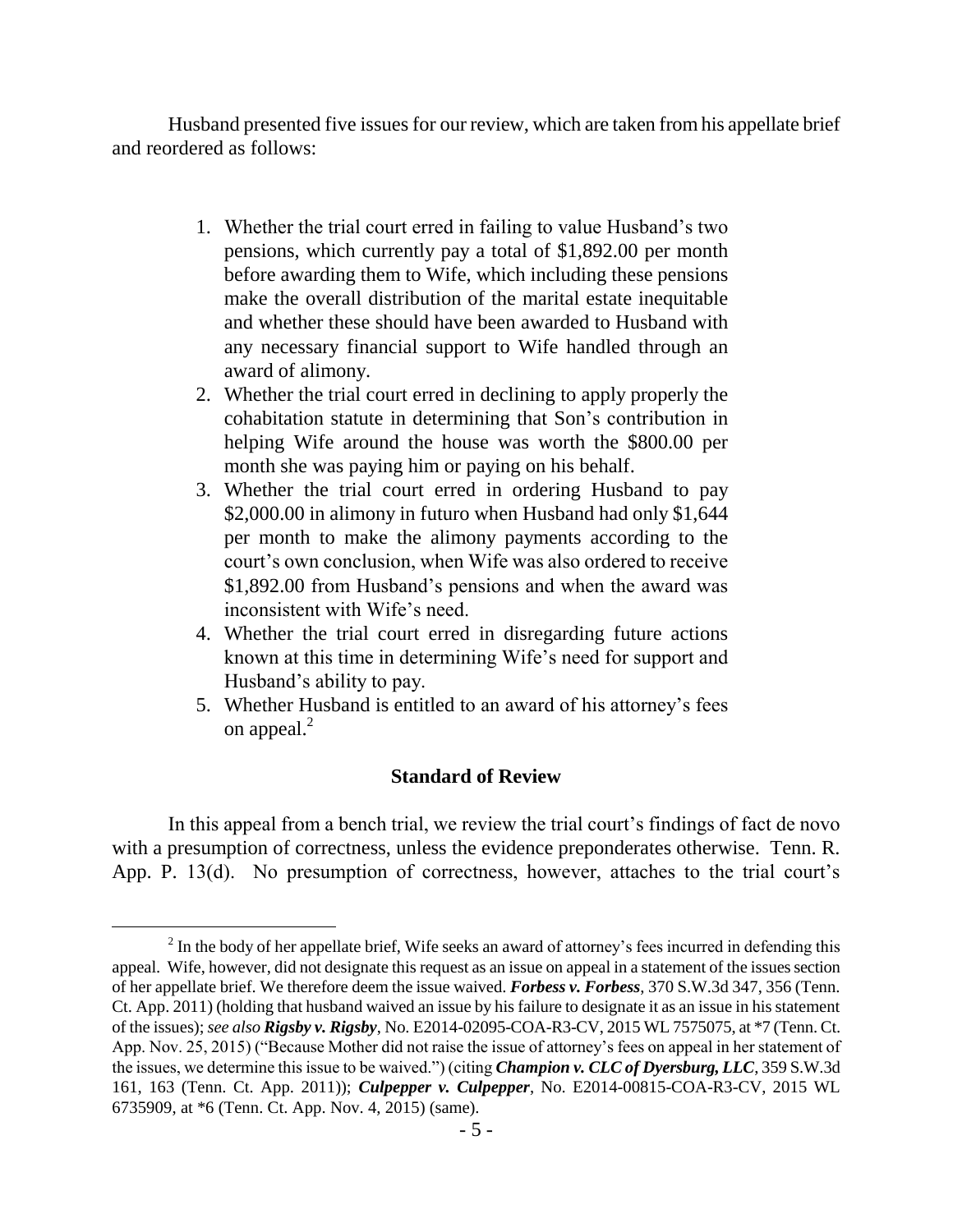Husband presented five issues for our review, which are taken from his appellate brief and reordered as follows:

1. Whether the trial court erred in failing to value Husband's two pensions, which currently pay a total of $1,892.00 per month before awarding them to Wife, which including these pensions make the overall distribution of the marital estate inequitable and whether these should have been awarded to Husband with any necessary financial support to Wife handled through an award of alimony.
2. Whether the trial court erred in declining to apply properly the cohabitation statute in determining that Son's contribution in helping Wife around the house was worth the $800.00 per month she was paying him or paying on his behalf.
3. Whether the trial court erred in ordering Husband to pay $2,000.00 in alimony in futuro when Husband had only $1,644 per month to make the alimony payments according to the court's own conclusion, when Wife was also ordered to receive $1,892.00 from Husband's pensions and when the award was inconsistent with Wife's need.
4. Whether the trial court erred in disregarding future actions known at this time in determining Wife's need for support and Husband's ability to pay.
5. Whether Husband is entitled to an award of his attorney's fees on appeal.[2]

### Standard of Review

In this appeal from a bench trial, we review the trial court's findings of fact de novo with a presumption of correctness, unless the evidence preponderates otherwise. Tenn. R. App. P. 13(d). No presumption of correctness, however, attaches to the trial court's

[2] In the body of her appellate brief, Wife seeks an award of attorney's fees incurred in defending this appeal. Wife, however, did not designate this request as an issue on appeal in a statement of the issues section of her appellate brief. We therefore deem the issue waived. ***Forbess v. Forbess***, 370 S.W.3d 347, 356 (Tenn. Ct. App. 2011) (holding that husband waived an issue by his failure to designate it as an issue in his statement of the issues); *see also* ***Rigsby v. Rigsby***, No. E2014-02095-COA-R3-CV, 2015 WL 7575075, at *7 (Tenn. Ct. App. Nov. 25, 2015) ("Because Mother did not raise the issue of attorney's fees on appeal in her statement of the issues, we determine this issue to be waived.") (citing ***Champion v. CLC of Dyersburg, LLC***, 359 S.W.3d 161, 163 (Tenn. Ct. App. 2011)); ***Culpepper v. Culpepper***, No. E2014-00815-COA-R3-CV, 2015 WL 6735909, at *6 (Tenn. Ct. App. Nov. 4, 2015) (same).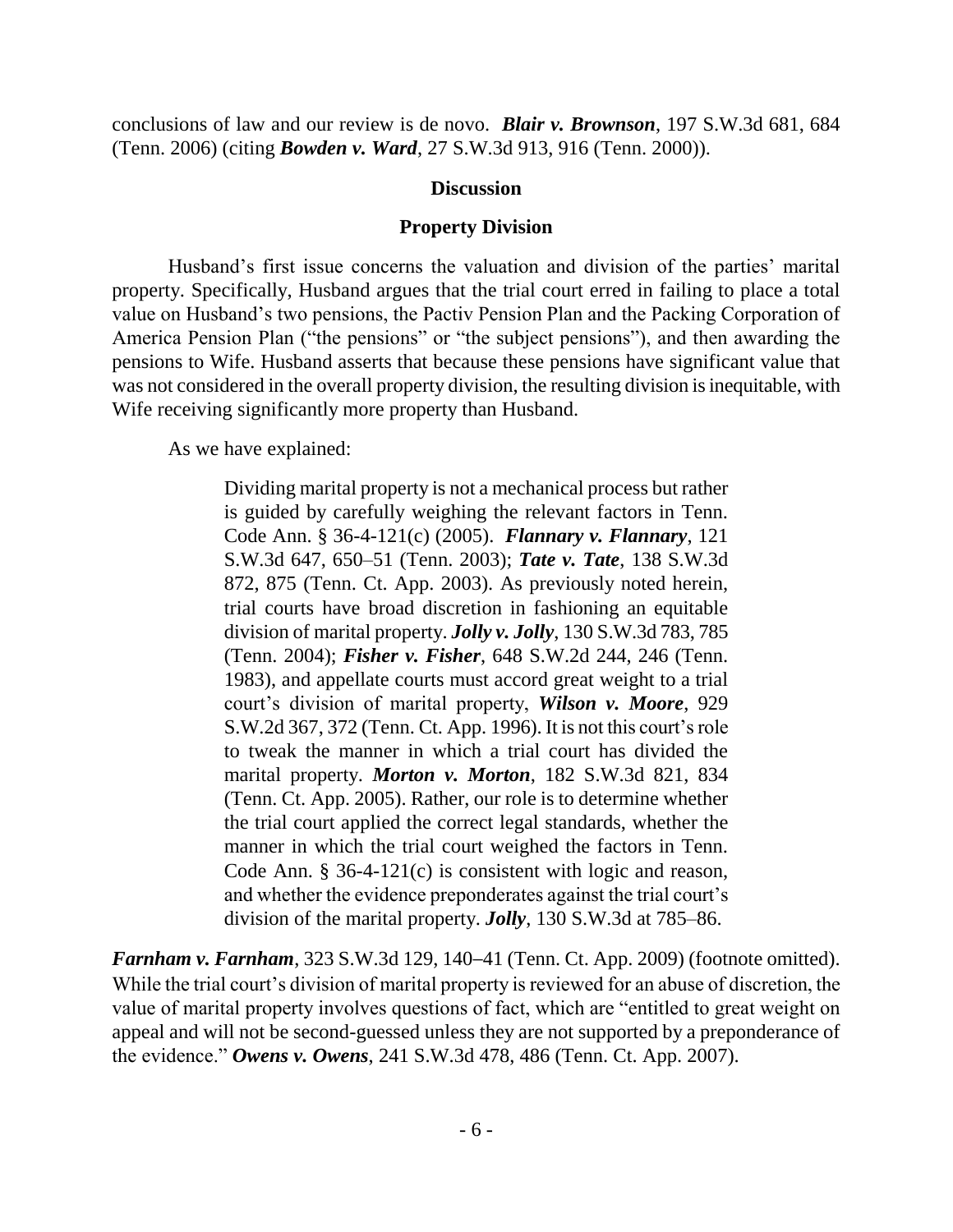conclusions of law and our review is de novo. ***Blair v. Brownson***, 197 S.W.3d 681, 684 (Tenn. 2006) (citing ***Bowden v. Ward***, 27 S.W.3d 913, 916 (Tenn. 2000)).

## Discussion

### Property Division

Husband's first issue concerns the valuation and division of the parties' marital property. Specifically, Husband argues that the trial court erred in failing to place a total value on Husband's two pensions, the Pactiv Pension Plan and the Packing Corporation of America Pension Plan ("the pensions" or "the subject pensions"), and then awarding the pensions to Wife. Husband asserts that because these pensions have significant value that was not considered in the overall property division, the resulting division is inequitable, with Wife receiving significantly more property than Husband.

As we have explained:

> Dividing marital property is not a mechanical process but rather is guided by carefully weighing the relevant factors in Tenn. Code Ann. § 36-4-121(c) (2005). ***Flannary v. Flannary***, 121 S.W.3d 647, 650–51 (Tenn. 2003); ***Tate v. Tate***, 138 S.W.3d 872, 875 (Tenn. Ct. App. 2003). As previously noted herein, trial courts have broad discretion in fashioning an equitable division of marital property. ***Jolly v. Jolly***, 130 S.W.3d 783, 785 (Tenn. 2004); ***Fisher v. Fisher***, 648 S.W.2d 244, 246 (Tenn. 1983), and appellate courts must accord great weight to a trial court's division of marital property, ***Wilson v. Moore***, 929 S.W.2d 367, 372 (Tenn. Ct. App. 1996). It is not this court's role to tweak the manner in which a trial court has divided the marital property. ***Morton v. Morton***, 182 S.W.3d 821, 834 (Tenn. Ct. App. 2005). Rather, our role is to determine whether the trial court applied the correct legal standards, whether the manner in which the trial court weighed the factors in Tenn. Code Ann. § 36-4-121(c) is consistent with logic and reason, and whether the evidence preponderates against the trial court's division of the marital property. ***Jolly***, 130 S.W.3d at 785–86.

***Farnham v. Farnham***, 323 S.W.3d 129, 140–41 (Tenn. Ct. App. 2009) (footnote omitted). While the trial court's division of marital property is reviewed for an abuse of discretion, the value of marital property involves questions of fact, which are "entitled to great weight on appeal and will not be second-guessed unless they are not supported by a preponderance of the evidence." ***Owens v. Owens***, 241 S.W.3d 478, 486 (Tenn. Ct. App. 2007).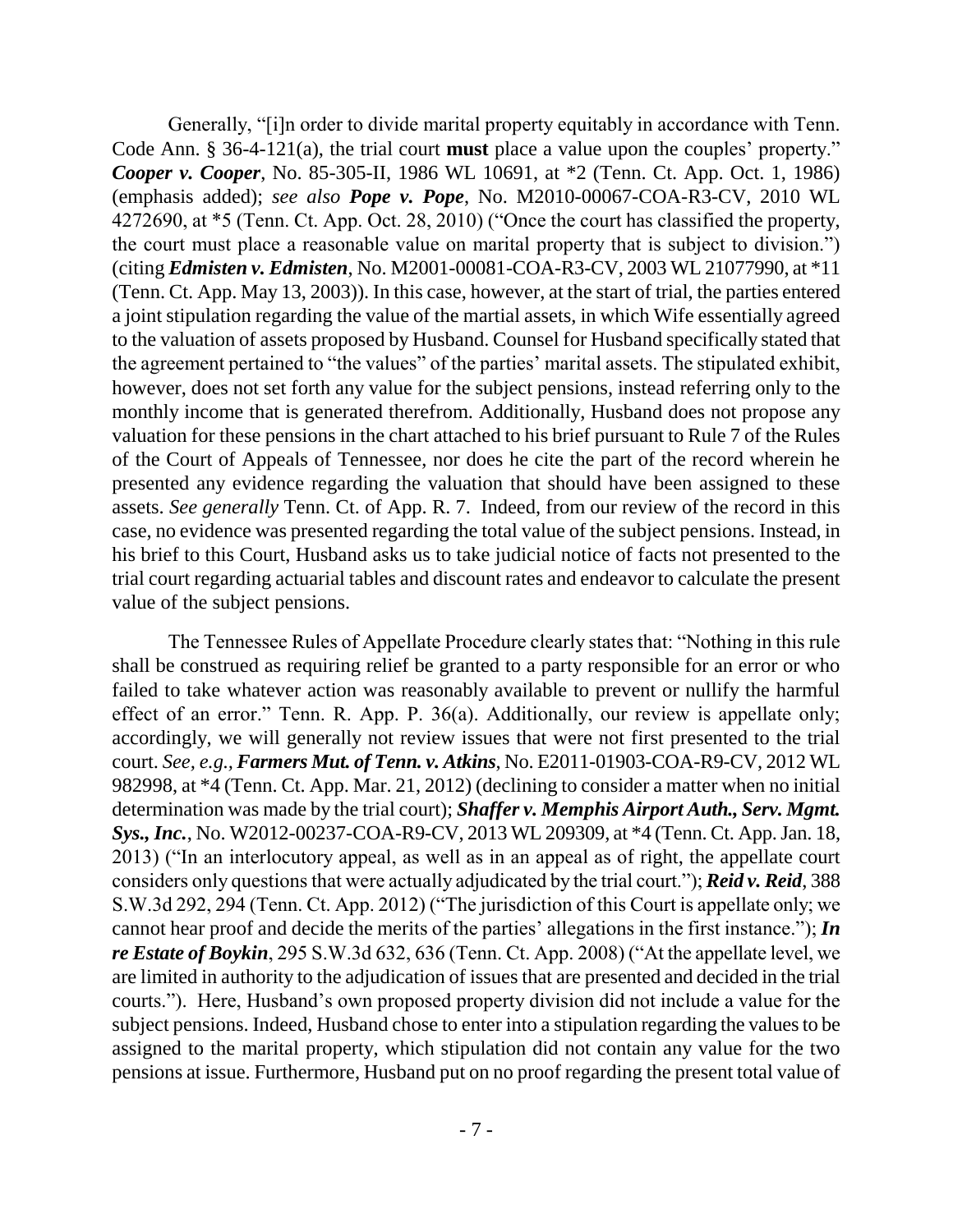Generally, "[i]n order to divide marital property equitably in accordance with Tenn. Code Ann. § 36-4-121(a), the trial court **must** place a value upon the couples' property." ***Cooper v. Cooper***, No. 85-305-II, 1986 WL 10691, at *2 (Tenn. Ct. App. Oct. 1, 1986) (emphasis added); *see also* ***Pope v. Pope***, No. M2010-00067-COA-R3-CV, 2010 WL 4272690, at *5 (Tenn. Ct. App. Oct. 28, 2010) ("Once the court has classified the property, the court must place a reasonable value on marital property that is subject to division.") (citing ***Edmisten v. Edmisten***, No. M2001-00081-COA-R3-CV, 2003 WL 21077990, at *11 (Tenn. Ct. App. May 13, 2003)). In this case, however, at the start of trial, the parties entered a joint stipulation regarding the value of the martial assets, in which Wife essentially agreed to the valuation of assets proposed by Husband. Counsel for Husband specifically stated that the agreement pertained to "the values" of the parties' marital assets. The stipulated exhibit, however, does not set forth any value for the subject pensions, instead referring only to the monthly income that is generated therefrom. Additionally, Husband does not propose any valuation for these pensions in the chart attached to his brief pursuant to Rule 7 of the Rules of the Court of Appeals of Tennessee, nor does he cite the part of the record wherein he presented any evidence regarding the valuation that should have been assigned to these assets. *See generally* Tenn. Ct. of App. R. 7. Indeed, from our review of the record in this case, no evidence was presented regarding the total value of the subject pensions. Instead, in his brief to this Court, Husband asks us to take judicial notice of facts not presented to the trial court regarding actuarial tables and discount rates and endeavor to calculate the present value of the subject pensions.

The Tennessee Rules of Appellate Procedure clearly states that: "Nothing in this rule shall be construed as requiring relief be granted to a party responsible for an error or who failed to take whatever action was reasonably available to prevent or nullify the harmful effect of an error." Tenn. R. App. P. 36(a). Additionally, our review is appellate only; accordingly, we will generally not review issues that were not first presented to the trial court. *See, e.g.*, ***Farmers Mut. of Tenn. v. Atkins***, No. E2011-01903-COA-R9-CV, 2012 WL 982998, at *4 (Tenn. Ct. App. Mar. 21, 2012) (declining to consider a matter when no initial determination was made by the trial court); ***Shaffer v. Memphis Airport Auth., Serv. Mgmt. Sys., Inc.***, No. W2012-00237-COA-R9-CV, 2013 WL 209309, at *4 (Tenn. Ct. App. Jan. 18, 2013) ("In an interlocutory appeal, as well as in an appeal as of right, the appellate court considers only questions that were actually adjudicated by the trial court."); ***Reid v. Reid***, 388 S.W.3d 292, 294 (Tenn. Ct. App. 2012) ("The jurisdiction of this Court is appellate only; we cannot hear proof and decide the merits of the parties' allegations in the first instance."); ***In re Estate of Boykin***, 295 S.W.3d 632, 636 (Tenn. Ct. App. 2008) ("At the appellate level, we are limited in authority to the adjudication of issues that are presented and decided in the trial courts."). Here, Husband's own proposed property division did not include a value for the subject pensions. Indeed, Husband chose to enter into a stipulation regarding the values to be assigned to the marital property, which stipulation did not contain any value for the two pensions at issue. Furthermore, Husband put on no proof regarding the present total value of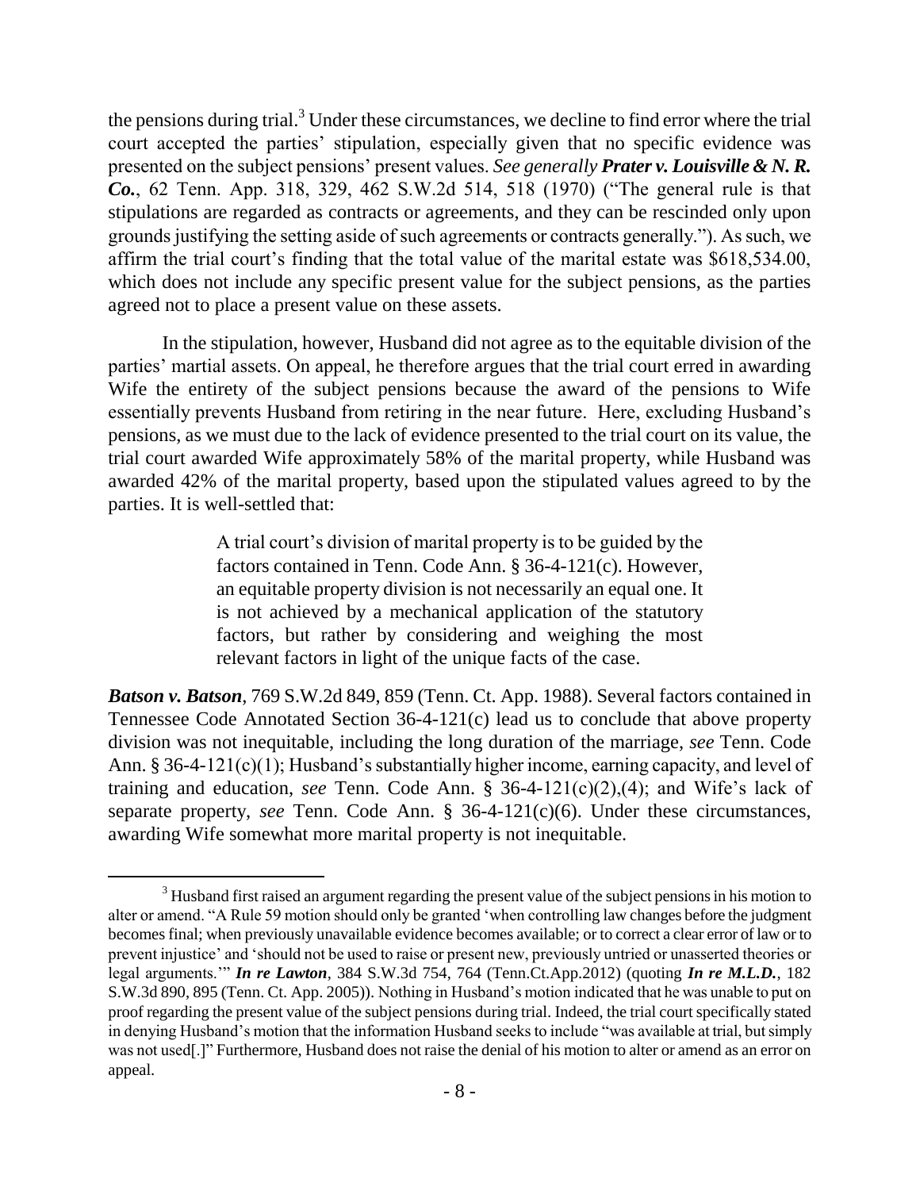the pensions during trial.[3] Under these circumstances, we decline to find error where the trial court accepted the parties' stipulation, especially given that no specific evidence was presented on the subject pensions' present values. *See generally* ***Prater v. Louisville & N. R. Co.***, 62 Tenn. App. 318, 329, 462 S.W.2d 514, 518 (1970) ("The general rule is that stipulations are regarded as contracts or agreements, and they can be rescinded only upon grounds justifying the setting aside of such agreements or contracts generally."). As such, we affirm the trial court's finding that the total value of the marital estate was $618,534.00, which does not include any specific present value for the subject pensions, as the parties agreed not to place a present value on these assets.

In the stipulation, however, Husband did not agree as to the equitable division of the parties' martial assets. On appeal, he therefore argues that the trial court erred in awarding Wife the entirety of the subject pensions because the award of the pensions to Wife essentially prevents Husband from retiring in the near future. Here, excluding Husband's pensions, as we must due to the lack of evidence presented to the trial court on its value, the trial court awarded Wife approximately 58% of the marital property, while Husband was awarded 42% of the marital property, based upon the stipulated values agreed to by the parties. It is well-settled that:

> A trial court's division of marital property is to be guided by the factors contained in Tenn. Code Ann. § 36-4-121(c). However, an equitable property division is not necessarily an equal one. It is not achieved by a mechanical application of the statutory factors, but rather by considering and weighing the most relevant factors in light of the unique facts of the case.

***Batson v. Batson***, 769 S.W.2d 849, 859 (Tenn. Ct. App. 1988). Several factors contained in Tennessee Code Annotated Section 36-4-121(c) lead us to conclude that above property division was not inequitable, including the long duration of the marriage, *see* Tenn. Code Ann. § 36-4-121(c)(1); Husband's substantially higher income, earning capacity, and level of training and education, *see* Tenn. Code Ann. § 36-4-121(c)(2),(4); and Wife's lack of separate property, *see* Tenn. Code Ann. § 36-4-121(c)(6). Under these circumstances, awarding Wife somewhat more marital property is not inequitable.

---

[3] Husband first raised an argument regarding the present value of the subject pensions in his motion to alter or amend. "A Rule 59 motion should only be granted 'when controlling law changes before the judgment becomes final; when previously unavailable evidence becomes available; or to correct a clear error of law or to prevent injustice' and 'should not be used to raise or present new, previously untried or unasserted theories or legal arguments.'" ***In re Lawton***, 384 S.W.3d 754, 764 (Tenn.Ct.App.2012) (quoting ***In re M.L.D.***, 182 S.W.3d 890, 895 (Tenn. Ct. App. 2005)). Nothing in Husband's motion indicated that he was unable to put on proof regarding the present value of the subject pensions during trial. Indeed, the trial court specifically stated in denying Husband's motion that the information Husband seeks to include "was available at trial, but simply was not used[.]" Furthermore, Husband does not raise the denial of his motion to alter or amend as an error on appeal.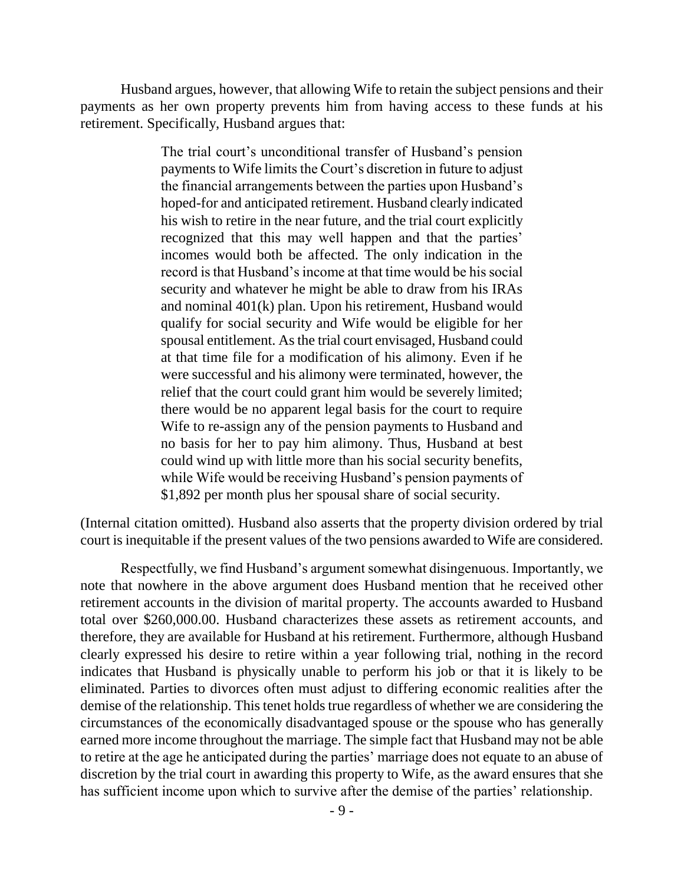Husband argues, however, that allowing Wife to retain the subject pensions and their payments as her own property prevents him from having access to these funds at his retirement. Specifically, Husband argues that:

> The trial court's unconditional transfer of Husband's pension payments to Wife limits the Court's discretion in future to adjust the financial arrangements between the parties upon Husband's hoped-for and anticipated retirement. Husband clearly indicated his wish to retire in the near future, and the trial court explicitly recognized that this may well happen and that the parties' incomes would both be affected. The only indication in the record is that Husband's income at that time would be his social security and whatever he might be able to draw from his IRAs and nominal 401(k) plan. Upon his retirement, Husband would qualify for social security and Wife would be eligible for her spousal entitlement. As the trial court envisaged, Husband could at that time file for a modification of his alimony. Even if he were successful and his alimony were terminated, however, the relief that the court could grant him would be severely limited; there would be no apparent legal basis for the court to require Wife to re-assign any of the pension payments to Husband and no basis for her to pay him alimony. Thus, Husband at best could wind up with little more than his social security benefits, while Wife would be receiving Husband's pension payments of $1,892 per month plus her spousal share of social security.

(Internal citation omitted). Husband also asserts that the property division ordered by trial court is inequitable if the present values of the two pensions awarded to Wife are considered.

Respectfully, we find Husband's argument somewhat disingenuous. Importantly, we note that nowhere in the above argument does Husband mention that he received other retirement accounts in the division of marital property. The accounts awarded to Husband total over $260,000.00. Husband characterizes these assets as retirement accounts, and therefore, they are available for Husband at his retirement. Furthermore, although Husband clearly expressed his desire to retire within a year following trial, nothing in the record indicates that Husband is physically unable to perform his job or that it is likely to be eliminated. Parties to divorces often must adjust to differing economic realities after the demise of the relationship. This tenet holds true regardless of whether we are considering the circumstances of the economically disadvantaged spouse or the spouse who has generally earned more income throughout the marriage. The simple fact that Husband may not be able to retire at the age he anticipated during the parties' marriage does not equate to an abuse of discretion by the trial court in awarding this property to Wife, as the award ensures that she has sufficient income upon which to survive after the demise of the parties' relationship.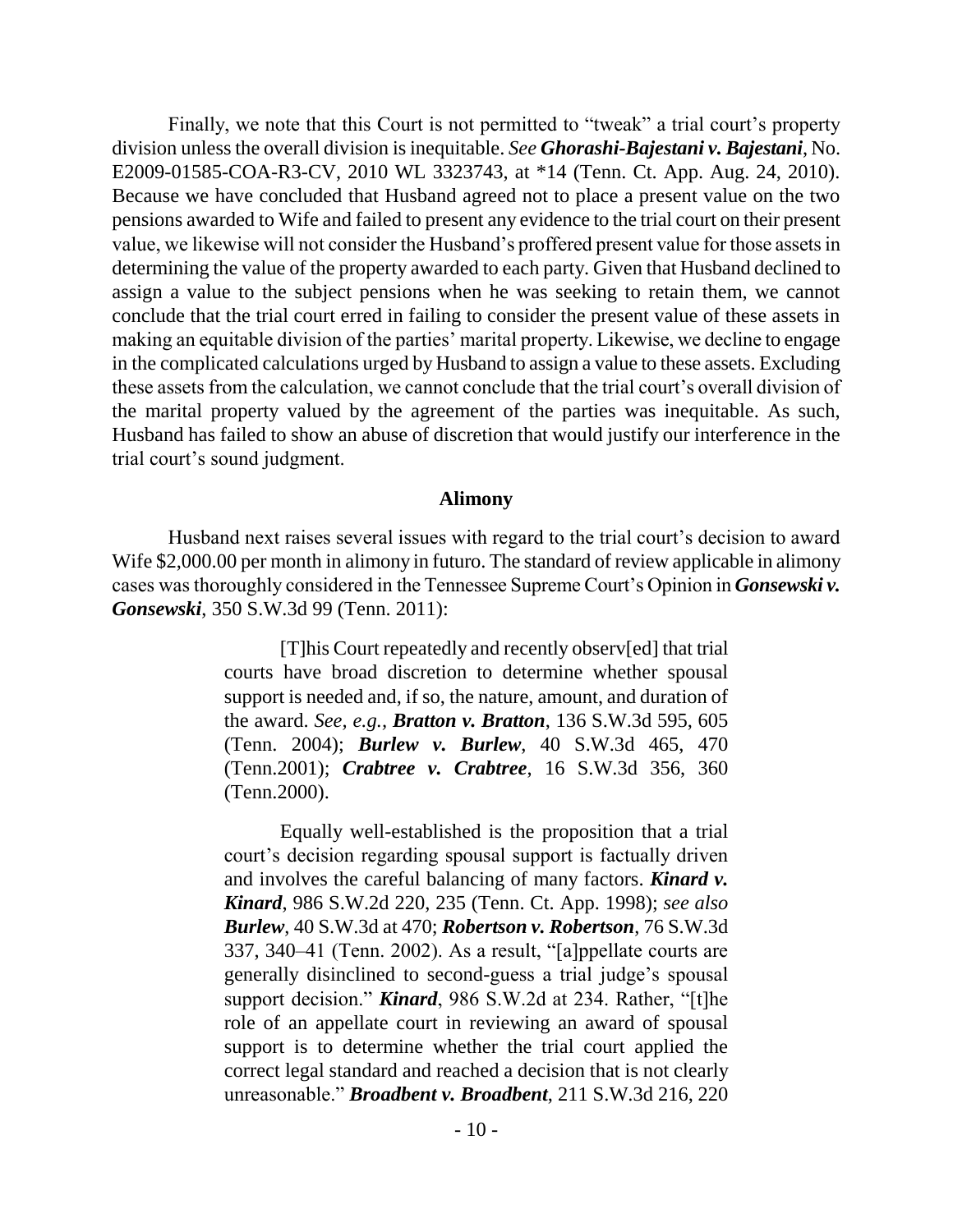Finally, we note that this Court is not permitted to "tweak" a trial court's property division unless the overall division is inequitable. *See* ***Ghorashi-Bajestani v. Bajestani***, No. E2009-01585-COA-R3-CV, 2010 WL 3323743, at *14 (Tenn. Ct. App. Aug. 24, 2010). Because we have concluded that Husband agreed not to place a present value on the two pensions awarded to Wife and failed to present any evidence to the trial court on their present value, we likewise will not consider the Husband's proffered present value for those assets in determining the value of the property awarded to each party. Given that Husband declined to assign a value to the subject pensions when he was seeking to retain them, we cannot conclude that the trial court erred in failing to consider the present value of these assets in making an equitable division of the parties' marital property. Likewise, we decline to engage in the complicated calculations urged by Husband to assign a value to these assets. Excluding these assets from the calculation, we cannot conclude that the trial court's overall division of the marital property valued by the agreement of the parties was inequitable. As such, Husband has failed to show an abuse of discretion that would justify our interference in the trial court's sound judgment.

## Alimony

Husband next raises several issues with regard to the trial court's decision to award Wife $2,000.00 per month in alimony in futuro. The standard of review applicable in alimony cases was thoroughly considered in the Tennessee Supreme Court's Opinion in ***Gonsewski v. Gonsewski***, 350 S.W.3d 99 (Tenn. 2011):

> [T]his Court repeatedly and recently observ[ed] that trial courts have broad discretion to determine whether spousal support is needed and, if so, the nature, amount, and duration of the award. *See, e.g.,* ***Bratton v. Bratton***, 136 S.W.3d 595, 605 (Tenn. 2004); ***Burlew v. Burlew***, 40 S.W.3d 465, 470 (Tenn.2001); ***Crabtree v. Crabtree***, 16 S.W.3d 356, 360 (Tenn.2000).
>
> Equally well-established is the proposition that a trial court's decision regarding spousal support is factually driven and involves the careful balancing of many factors. ***Kinard v. Kinard***, 986 S.W.2d 220, 235 (Tenn. Ct. App. 1998); *see also* ***Burlew***, 40 S.W.3d at 470; ***Robertson v. Robertson***, 76 S.W.3d 337, 340–41 (Tenn. 2002). As a result, "[a]ppellate courts are generally disinclined to second-guess a trial judge's spousal support decision." ***Kinard***, 986 S.W.2d at 234. Rather, "[t]he role of an appellate court in reviewing an award of spousal support is to determine whether the trial court applied the correct legal standard and reached a decision that is not clearly unreasonable." ***Broadbent v. Broadbent***, 211 S.W.3d 216, 220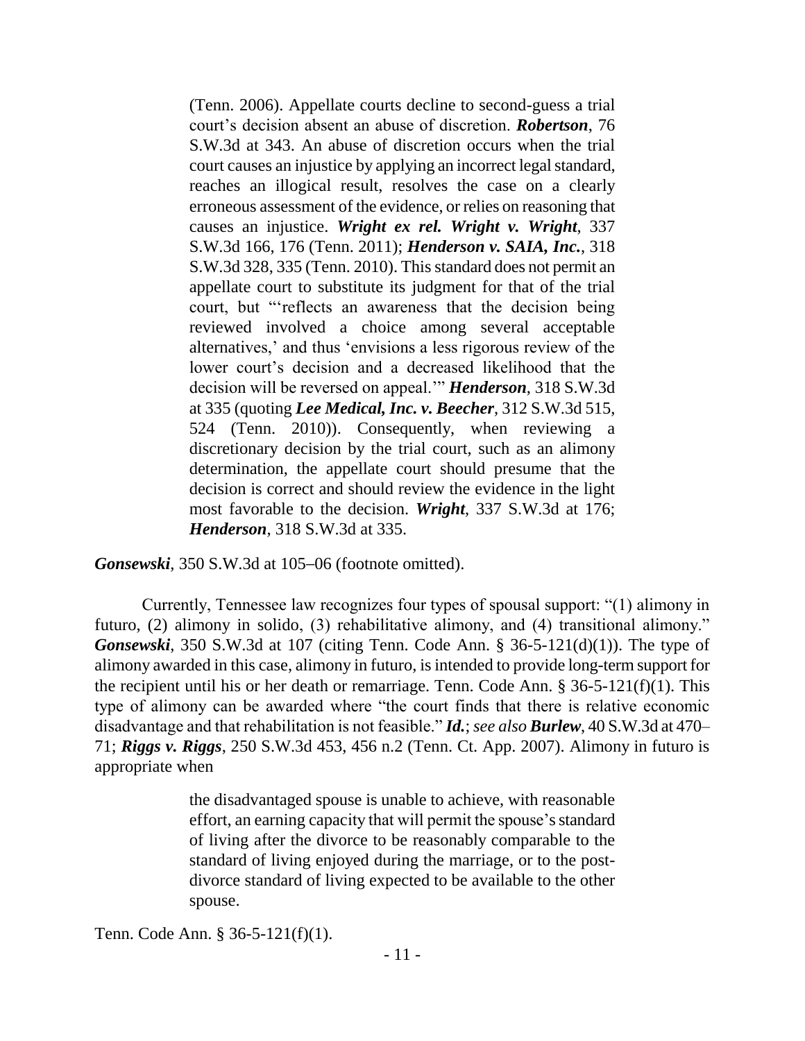> (Tenn. 2006). Appellate courts decline to second-guess a trial court's decision absent an abuse of discretion. ***Robertson***, 76 S.W.3d at 343. An abuse of discretion occurs when the trial court causes an injustice by applying an incorrect legal standard, reaches an illogical result, resolves the case on a clearly erroneous assessment of the evidence, or relies on reasoning that causes an injustice. ***Wright ex rel. Wright v. Wright***, 337 S.W.3d 166, 176 (Tenn. 2011); ***Henderson v. SAIA, Inc.***, 318 S.W.3d 328, 335 (Tenn. 2010). This standard does not permit an appellate court to substitute its judgment for that of the trial court, but "'reflects an awareness that the decision being reviewed involved a choice among several acceptable alternatives,' and thus 'envisions a less rigorous review of the lower court's decision and a decreased likelihood that the decision will be reversed on appeal.'" ***Henderson***, 318 S.W.3d at 335 (quoting ***Lee Medical, Inc. v. Beecher***, 312 S.W.3d 515, 524 (Tenn. 2010)). Consequently, when reviewing a discretionary decision by the trial court, such as an alimony determination, the appellate court should presume that the decision is correct and should review the evidence in the light most favorable to the decision. ***Wright***, 337 S.W.3d at 176; ***Henderson***, 318 S.W.3d at 335.

***Gonsewski***, 350 S.W.3d at 105–06 (footnote omitted).

Currently, Tennessee law recognizes four types of spousal support: "(1) alimony in futuro, (2) alimony in solido, (3) rehabilitative alimony, and (4) transitional alimony." ***Gonsewski***, 350 S.W.3d at 107 (citing Tenn. Code Ann. § 36-5-121(d)(1)). The type of alimony awarded in this case, alimony in futuro, is intended to provide long-term support for the recipient until his or her death or remarriage. Tenn. Code Ann. § 36-5-121(f)(1). This type of alimony can be awarded where "the court finds that there is relative economic disadvantage and that rehabilitation is not feasible." ***Id.***; *see also* ***Burlew***, 40 S.W.3d at 470–71; ***Riggs v. Riggs***, 250 S.W.3d 453, 456 n.2 (Tenn. Ct. App. 2007). Alimony in futuro is appropriate when

> the disadvantaged spouse is unable to achieve, with reasonable effort, an earning capacity that will permit the spouse's standard of living after the divorce to be reasonably comparable to the standard of living enjoyed during the marriage, or to the post-divorce standard of living expected to be available to the other spouse.

Tenn. Code Ann. § 36-5-121(f)(1).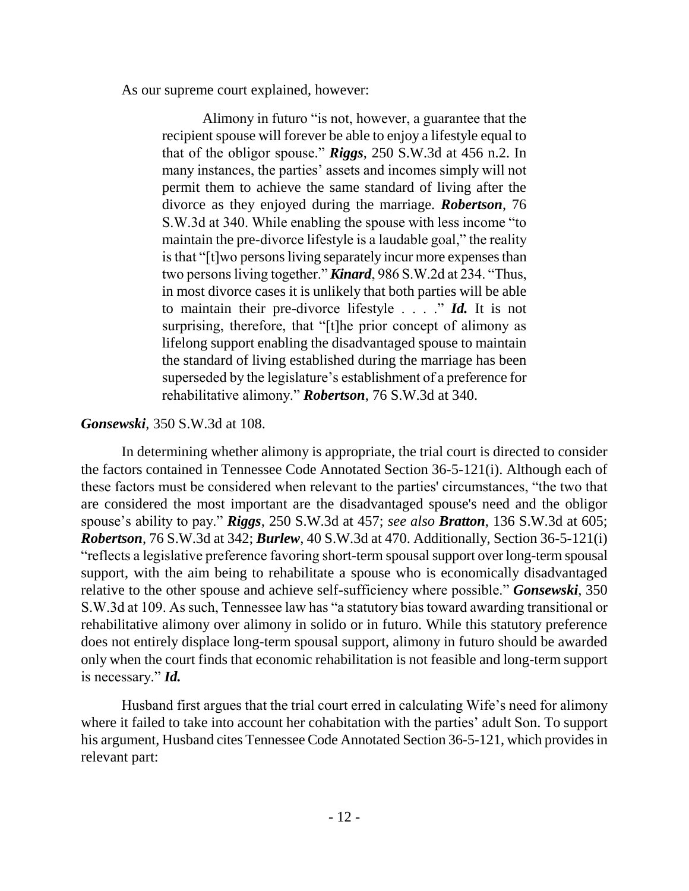As our supreme court explained, however:

> Alimony in futuro "is not, however, a guarantee that the recipient spouse will forever be able to enjoy a lifestyle equal to that of the obligor spouse." ***Riggs***, 250 S.W.3d at 456 n.2. In many instances, the parties' assets and incomes simply will not permit them to achieve the same standard of living after the divorce as they enjoyed during the marriage. ***Robertson***, 76 S.W.3d at 340. While enabling the spouse with less income "to maintain the pre-divorce lifestyle is a laudable goal," the reality is that "[t]wo persons living separately incur more expenses than two persons living together." ***Kinard***, 986 S.W.2d at 234. "Thus, in most divorce cases it is unlikely that both parties will be able to maintain their pre-divorce lifestyle . . . ." ***Id.*** It is not surprising, therefore, that "[t]he prior concept of alimony as lifelong support enabling the disadvantaged spouse to maintain the standard of living established during the marriage has been superseded by the legislature's establishment of a preference for rehabilitative alimony." ***Robertson***, 76 S.W.3d at 340.

***Gonsewski***, 350 S.W.3d at 108.

In determining whether alimony is appropriate, the trial court is directed to consider the factors contained in Tennessee Code Annotated Section 36-5-121(i). Although each of these factors must be considered when relevant to the parties' circumstances, "the two that are considered the most important are the disadvantaged spouse's need and the obligor spouse's ability to pay." ***Riggs***, 250 S.W.3d at 457; *see also* ***Bratton***, 136 S.W.3d at 605; ***Robertson***, 76 S.W.3d at 342; ***Burlew***, 40 S.W.3d at 470. Additionally, Section 36-5-121(i) "reflects a legislative preference favoring short-term spousal support over long-term spousal support, with the aim being to rehabilitate a spouse who is economically disadvantaged relative to the other spouse and achieve self-sufficiency where possible." ***Gonsewski***, 350 S.W.3d at 109. As such, Tennessee law has "a statutory bias toward awarding transitional or rehabilitative alimony over alimony in solido or in futuro. While this statutory preference does not entirely displace long-term spousal support, alimony in futuro should be awarded only when the court finds that economic rehabilitation is not feasible and long-term support is necessary." ***Id.***

Husband first argues that the trial court erred in calculating Wife's need for alimony where it failed to take into account her cohabitation with the parties' adult Son. To support his argument, Husband cites Tennessee Code Annotated Section 36-5-121, which provides in relevant part: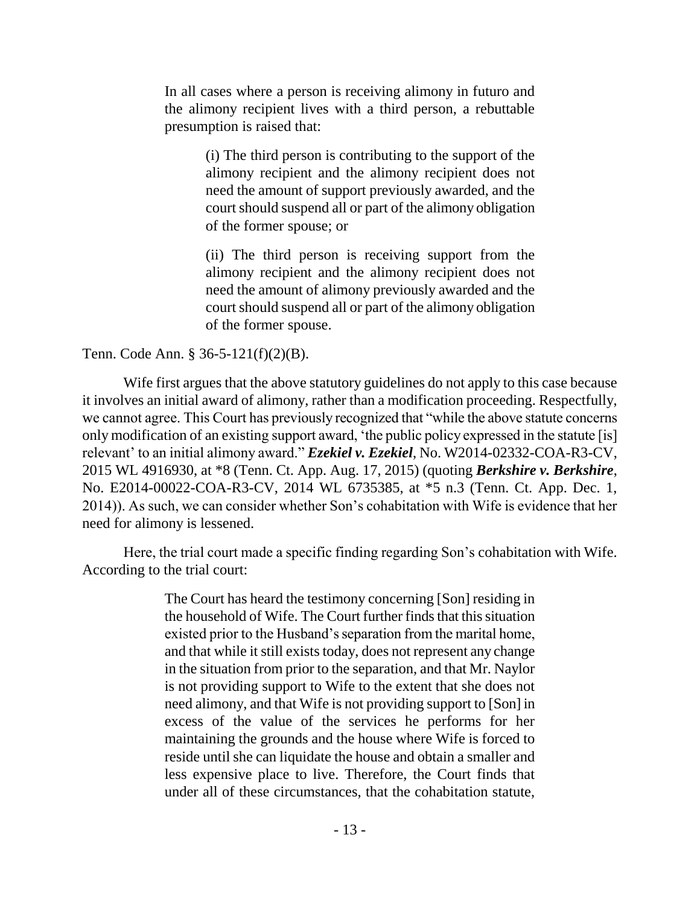> In all cases where a person is receiving alimony in futuro and the alimony recipient lives with a third person, a rebuttable presumption is raised that:
>
> > (i) The third person is contributing to the support of the alimony recipient and the alimony recipient does not need the amount of support previously awarded, and the court should suspend all or part of the alimony obligation of the former spouse; or
> >
> > (ii) The third person is receiving support from the alimony recipient and the alimony recipient does not need the amount of alimony previously awarded and the court should suspend all or part of the alimony obligation of the former spouse.

Tenn. Code Ann. § 36-5-121(f)(2)(B).

Wife first argues that the above statutory guidelines do not apply to this case because it involves an initial award of alimony, rather than a modification proceeding. Respectfully, we cannot agree. This Court has previously recognized that "while the above statute concerns only modification of an existing support award, 'the public policy expressed in the statute [is] relevant' to an initial alimony award." ***Ezekiel v. Ezekiel***, No. W2014-02332-COA-R3-CV, 2015 WL 4916930, at *8 (Tenn. Ct. App. Aug. 17, 2015) (quoting ***Berkshire v. Berkshire***, No. E2014-00022-COA-R3-CV, 2014 WL 6735385, at *5 n.3 (Tenn. Ct. App. Dec. 1, 2014)). As such, we can consider whether Son's cohabitation with Wife is evidence that her need for alimony is lessened.

Here, the trial court made a specific finding regarding Son's cohabitation with Wife. According to the trial court:

> The Court has heard the testimony concerning [Son] residing in the household of Wife. The Court further finds that this situation existed prior to the Husband's separation from the marital home, and that while it still exists today, does not represent any change in the situation from prior to the separation, and that Mr. Naylor is not providing support to Wife to the extent that she does not need alimony, and that Wife is not providing support to [Son] in excess of the value of the services he performs for her maintaining the grounds and the house where Wife is forced to reside until she can liquidate the house and obtain a smaller and less expensive place to live. Therefore, the Court finds that under all of these circumstances, that the cohabitation statute,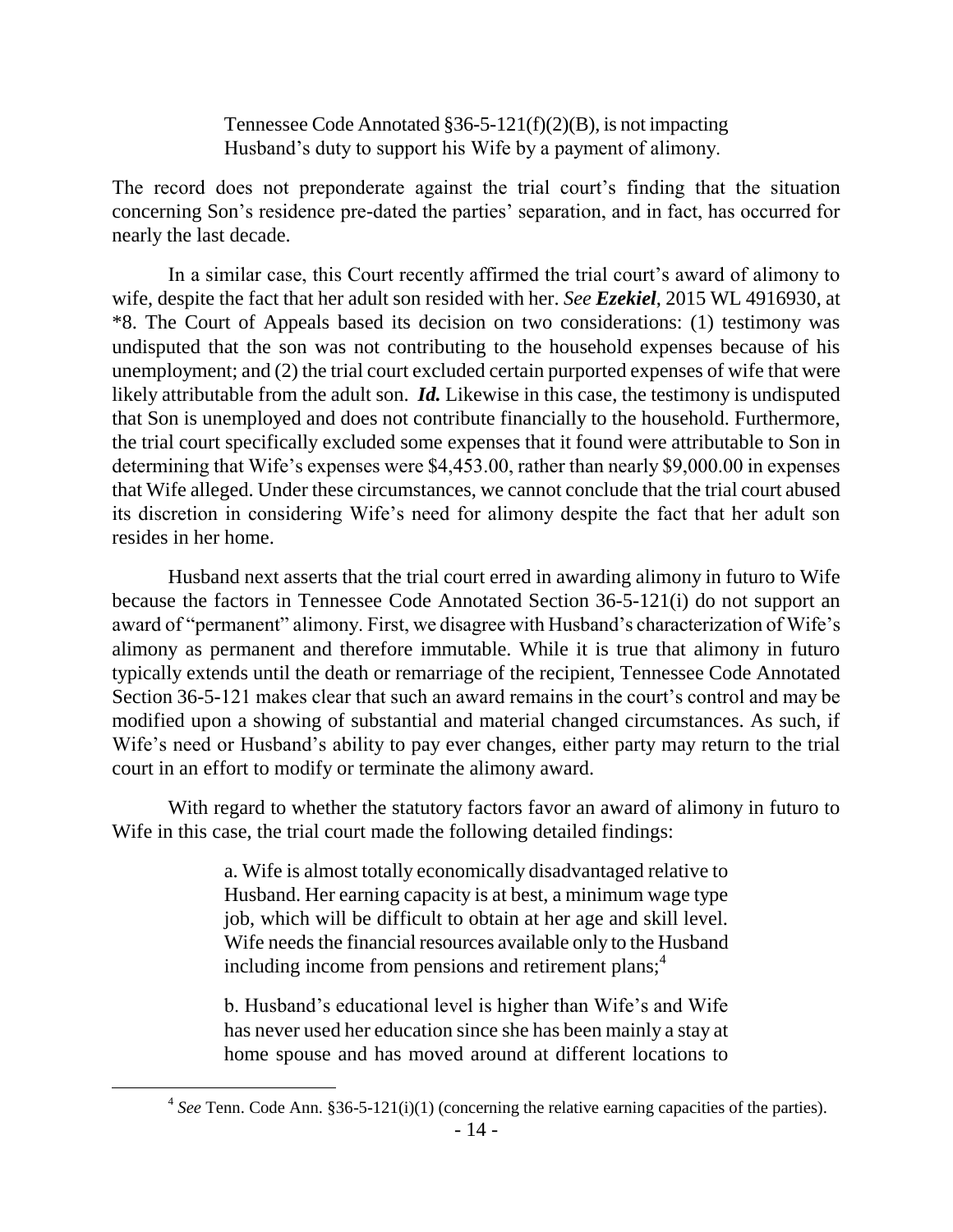> Tennessee Code Annotated §36-5-121(f)(2)(B), is not impacting Husband's duty to support his Wife by a payment of alimony.

The record does not preponderate against the trial court's finding that the situation concerning Son's residence pre-dated the parties' separation, and in fact, has occurred for nearly the last decade.

In a similar case, this Court recently affirmed the trial court's award of alimony to wife, despite the fact that her adult son resided with her. *See **Ezekiel***, 2015 WL 4916930, at *8. The Court of Appeals based its decision on two considerations: (1) testimony was undisputed that the son was not contributing to the household expenses because of his unemployment; and (2) the trial court excluded certain purported expenses of wife that were likely attributable from the adult son. ***Id.*** Likewise in this case, the testimony is undisputed that Son is unemployed and does not contribute financially to the household. Furthermore, the trial court specifically excluded some expenses that it found were attributable to Son in determining that Wife's expenses were $4,453.00, rather than nearly $9,000.00 in expenses that Wife alleged. Under these circumstances, we cannot conclude that the trial court abused its discretion in considering Wife's need for alimony despite the fact that her adult son resides in her home.

Husband next asserts that the trial court erred in awarding alimony in futuro to Wife because the factors in Tennessee Code Annotated Section 36-5-121(i) do not support an award of "permanent" alimony. First, we disagree with Husband's characterization of Wife's alimony as permanent and therefore immutable. While it is true that alimony in futuro typically extends until the death or remarriage of the recipient, Tennessee Code Annotated Section 36-5-121 makes clear that such an award remains in the court's control and may be modified upon a showing of substantial and material changed circumstances. As such, if Wife's need or Husband's ability to pay ever changes, either party may return to the trial court in an effort to modify or terminate the alimony award.

With regard to whether the statutory factors favor an award of alimony in futuro to Wife in this case, the trial court made the following detailed findings:

> a. Wife is almost totally economically disadvantaged relative to Husband. Her earning capacity is at best, a minimum wage type job, which will be difficult to obtain at her age and skill level. Wife needs the financial resources available only to the Husband including income from pensions and retirement plans;[4]
>
> b. Husband's educational level is higher than Wife's and Wife has never used her education since she has been mainly a stay at home spouse and has moved around at different locations to

[4] *See* Tenn. Code Ann. §36-5-121(i)(1) (concerning the relative earning capacities of the parties).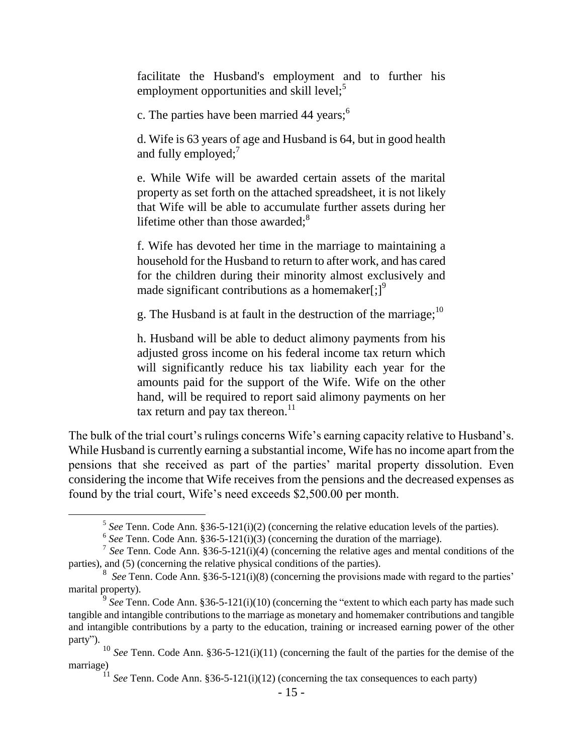> facilitate the Husband's employment and to further his employment opportunities and skill level;[5]
>
> c. The parties have been married 44 years;[6]
>
> d. Wife is 63 years of age and Husband is 64, but in good health and fully employed;[7]
>
> e. While Wife will be awarded certain assets of the marital property as set forth on the attached spreadsheet, it is not likely that Wife will be able to accumulate further assets during her lifetime other than those awarded;[8]
>
> f. Wife has devoted her time in the marriage to maintaining a household for the Husband to return to after work, and has cared for the children during their minority almost exclusively and made significant contributions as a homemaker[;][9]
>
> g. The Husband is at fault in the destruction of the marriage;[10]
>
> h. Husband will be able to deduct alimony payments from his adjusted gross income on his federal income tax return which will significantly reduce his tax liability each year for the amounts paid for the support of the Wife. Wife on the other hand, will be required to report said alimony payments on her tax return and pay tax thereon.[11]

The bulk of the trial court's rulings concerns Wife's earning capacity relative to Husband's. While Husband is currently earning a substantial income, Wife has no income apart from the pensions that she received as part of the parties' marital property dissolution. Even considering the income that Wife receives from the pensions and the decreased expenses as found by the trial court, Wife's need exceeds $2,500.00 per month.

---

[5] *See* Tenn. Code Ann. §36-5-121(i)(2) (concerning the relative education levels of the parties).

[6] *See* Tenn. Code Ann. §36-5-121(i)(3) (concerning the duration of the marriage).

[7] *See* Tenn. Code Ann. §36-5-121(i)(4) (concerning the relative ages and mental conditions of the parties), and (5) (concerning the relative physical conditions of the parties).

[8] *See* Tenn. Code Ann. §36-5-121(i)(8) (concerning the provisions made with regard to the parties' marital property).

[9] *See* Tenn. Code Ann. §36-5-121(i)(10) (concerning the "extent to which each party has made such tangible and intangible contributions to the marriage as monetary and homemaker contributions and tangible and intangible contributions by a party to the education, training or increased earning power of the other party").

[10] *See* Tenn. Code Ann. §36-5-121(i)(11) (concerning the fault of the parties for the demise of the marriage)

[11] *See* Tenn. Code Ann. §36-5-121(i)(12) (concerning the tax consequences to each party)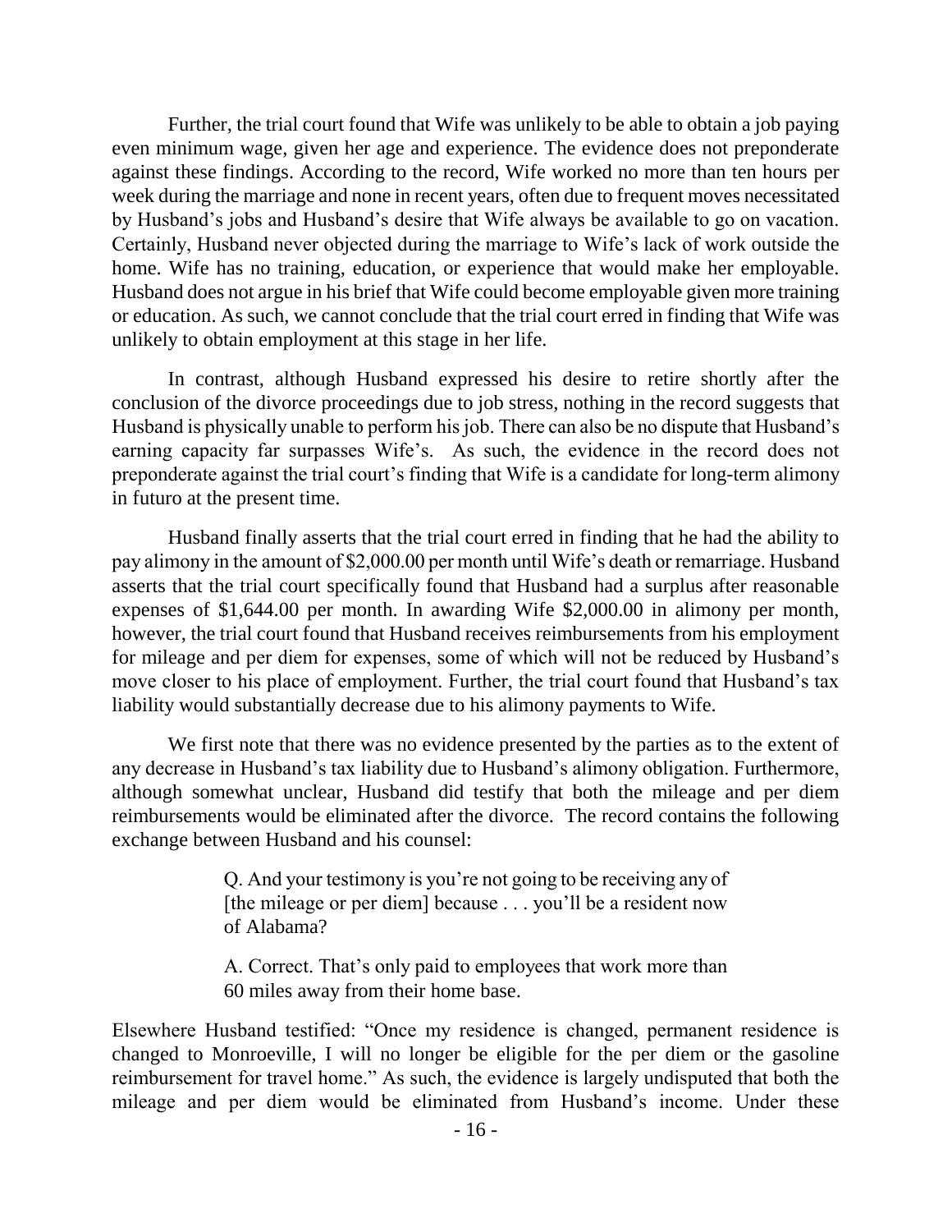Further, the trial court found that Wife was unlikely to be able to obtain a job paying even minimum wage, given her age and experience. The evidence does not preponderate against these findings. According to the record, Wife worked no more than ten hours per week during the marriage and none in recent years, often due to frequent moves necessitated by Husband's jobs and Husband's desire that Wife always be available to go on vacation. Certainly, Husband never objected during the marriage to Wife's lack of work outside the home. Wife has no training, education, or experience that would make her employable. Husband does not argue in his brief that Wife could become employable given more training or education. As such, we cannot conclude that the trial court erred in finding that Wife was unlikely to obtain employment at this stage in her life.

In contrast, although Husband expressed his desire to retire shortly after the conclusion of the divorce proceedings due to job stress, nothing in the record suggests that Husband is physically unable to perform his job. There can also be no dispute that Husband's earning capacity far surpasses Wife's. As such, the evidence in the record does not preponderate against the trial court's finding that Wife is a candidate for long-term alimony in futuro at the present time.

Husband finally asserts that the trial court erred in finding that he had the ability to pay alimony in the amount of $2,000.00 per month until Wife's death or remarriage. Husband asserts that the trial court specifically found that Husband had a surplus after reasonable expenses of $1,644.00 per month. In awarding Wife $2,000.00 in alimony per month, however, the trial court found that Husband receives reimbursements from his employment for mileage and per diem for expenses, some of which will not be reduced by Husband's move closer to his place of employment. Further, the trial court found that Husband's tax liability would substantially decrease due to his alimony payments to Wife.

We first note that there was no evidence presented by the parties as to the extent of any decrease in Husband's tax liability due to Husband's alimony obligation. Furthermore, although somewhat unclear, Husband did testify that both the mileage and per diem reimbursements would be eliminated after the divorce. The record contains the following exchange between Husband and his counsel:

> Q. And your testimony is you're not going to be receiving any of [the mileage or per diem] because . . . you'll be a resident now of Alabama?
>
> A. Correct. That's only paid to employees that work more than 60 miles away from their home base.

Elsewhere Husband testified: "Once my residence is changed, permanent residence is changed to Monroeville, I will no longer be eligible for the per diem or the gasoline reimbursement for travel home." As such, the evidence is largely undisputed that both the mileage and per diem would be eliminated from Husband's income. Under these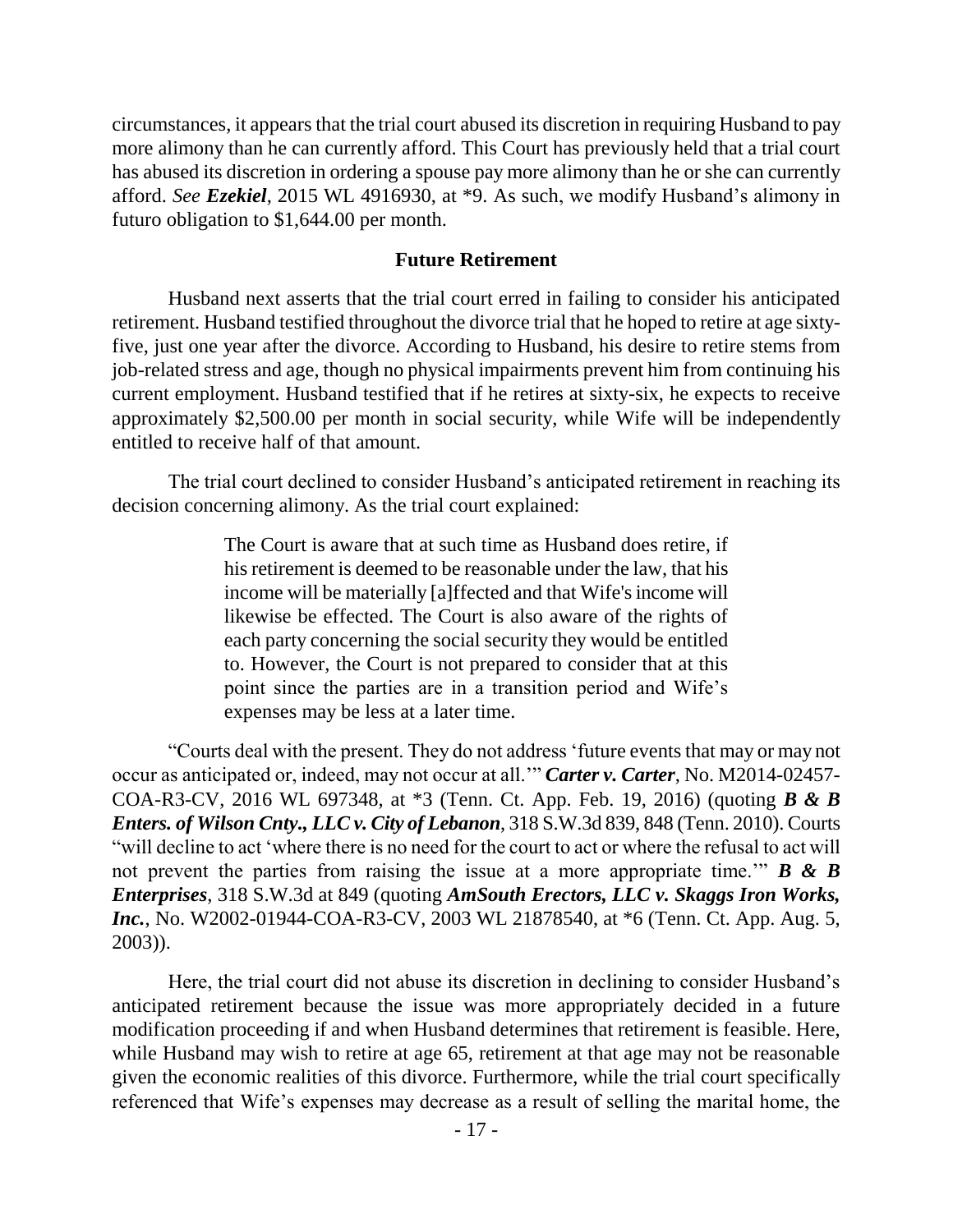circumstances, it appears that the trial court abused its discretion in requiring Husband to pay more alimony than he can currently afford. This Court has previously held that a trial court has abused its discretion in ordering a spouse pay more alimony than he or she can currently afford. *See* ***Ezekiel***, 2015 WL 4916930, at *9. As such, we modify Husband's alimony in futuro obligation to $1,644.00 per month.

### Future Retirement

Husband next asserts that the trial court erred in failing to consider his anticipated retirement. Husband testified throughout the divorce trial that he hoped to retire at age sixty-five, just one year after the divorce. According to Husband, his desire to retire stems from job-related stress and age, though no physical impairments prevent him from continuing his current employment. Husband testified that if he retires at sixty-six, he expects to receive approximately $2,500.00 per month in social security, while Wife will be independently entitled to receive half of that amount.

The trial court declined to consider Husband's anticipated retirement in reaching its decision concerning alimony. As the trial court explained:

> The Court is aware that at such time as Husband does retire, if his retirement is deemed to be reasonable under the law, that his income will be materially [a]ffected and that Wife's income will likewise be effected. The Court is also aware of the rights of each party concerning the social security they would be entitled to. However, the Court is not prepared to consider that at this point since the parties are in a transition period and Wife's expenses may be less at a later time.

"Courts deal with the present. They do not address 'future events that may or may not occur as anticipated or, indeed, may not occur at all.'" ***Carter v. Carter***, No. M2014-02457-COA-R3-CV, 2016 WL 697348, at *3 (Tenn. Ct. App. Feb. 19, 2016) (quoting ***B & B Enters. of Wilson Cnty., LLC v. City of Lebanon***, 318 S.W.3d 839, 848 (Tenn. 2010). Courts "will decline to act 'where there is no need for the court to act or where the refusal to act will not prevent the parties from raising the issue at a more appropriate time.'" ***B & B Enterprises***, 318 S.W.3d at 849 (quoting ***AmSouth Erectors, LLC v. Skaggs Iron Works, Inc.***, No. W2002-01944-COA-R3-CV, 2003 WL 21878540, at *6 (Tenn. Ct. App. Aug. 5, 2003)).

Here, the trial court did not abuse its discretion in declining to consider Husband's anticipated retirement because the issue was more appropriately decided in a future modification proceeding if and when Husband determines that retirement is feasible. Here, while Husband may wish to retire at age 65, retirement at that age may not be reasonable given the economic realities of this divorce. Furthermore, while the trial court specifically referenced that Wife's expenses may decrease as a result of selling the marital home, the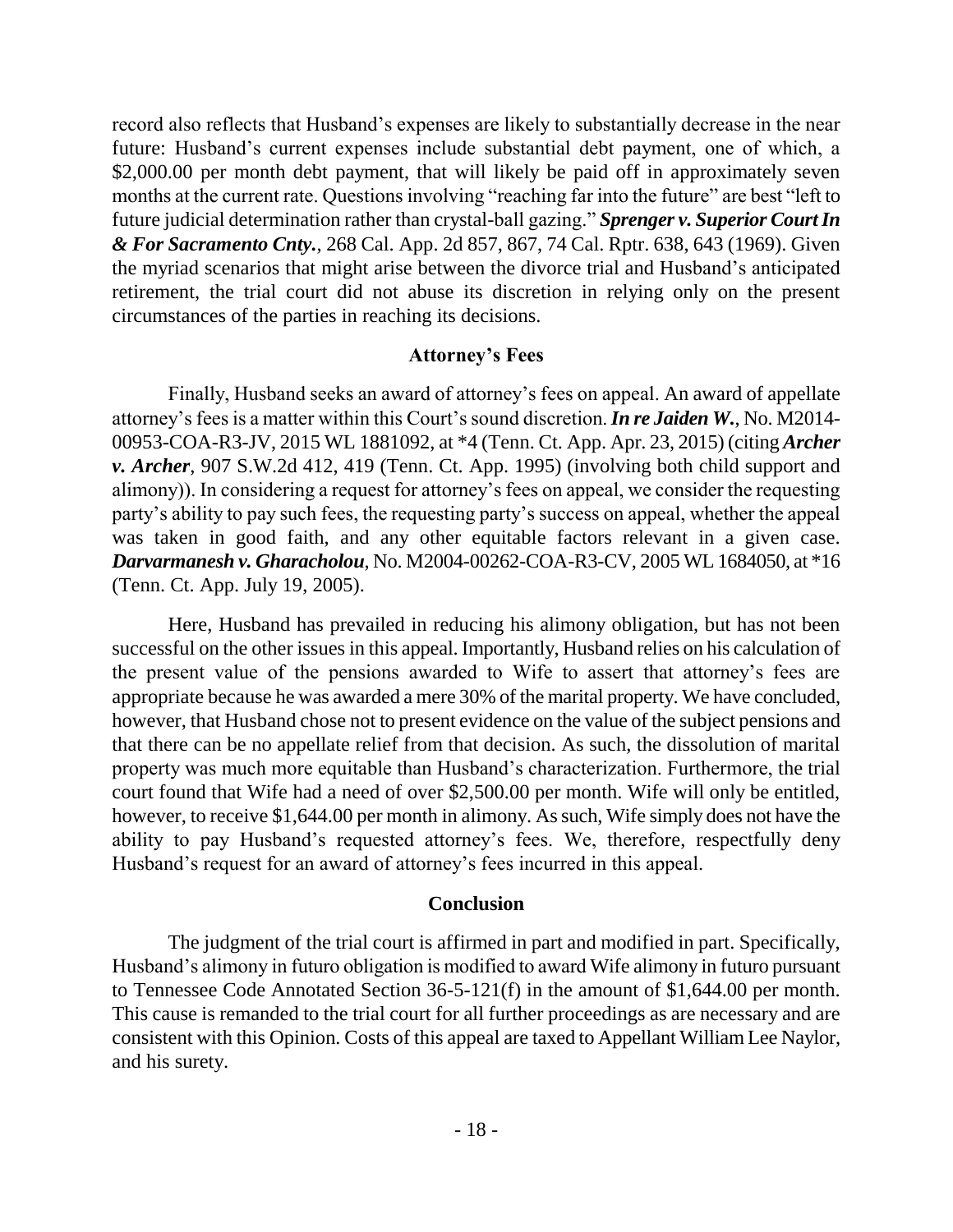record also reflects that Husband's expenses are likely to substantially decrease in the near future: Husband's current expenses include substantial debt payment, one of which, a $2,000.00 per month debt payment, that will likely be paid off in approximately seven months at the current rate. Questions involving "reaching far into the future" are best "left to future judicial determination rather than crystal-ball gazing." ***Sprenger v. Superior Court In & For Sacramento Cnty.***, 268 Cal. App. 2d 857, 867, 74 Cal. Rptr. 638, 643 (1969). Given the myriad scenarios that might arise between the divorce trial and Husband's anticipated retirement, the trial court did not abuse its discretion in relying only on the present circumstances of the parties in reaching its decisions.

## Attorney's Fees

Finally, Husband seeks an award of attorney's fees on appeal. An award of appellate attorney's fees is a matter within this Court's sound discretion. ***In re Jaiden W.***, No. M2014-00953-COA-R3-JV, 2015 WL 1881092, at *4 (Tenn. Ct. App. Apr. 23, 2015) (citing ***Archer v. Archer***, 907 S.W.2d 412, 419 (Tenn. Ct. App. 1995) (involving both child support and alimony)). In considering a request for attorney's fees on appeal, we consider the requesting party's ability to pay such fees, the requesting party's success on appeal, whether the appeal was taken in good faith, and any other equitable factors relevant in a given case. ***Darvarmanesh v. Gharacholou***, No. M2004-00262-COA-R3-CV, 2005 WL 1684050, at *16 (Tenn. Ct. App. July 19, 2005).

Here, Husband has prevailed in reducing his alimony obligation, but has not been successful on the other issues in this appeal. Importantly, Husband relies on his calculation of the present value of the pensions awarded to Wife to assert that attorney's fees are appropriate because he was awarded a mere 30% of the marital property. We have concluded, however, that Husband chose not to present evidence on the value of the subject pensions and that there can be no appellate relief from that decision. As such, the dissolution of marital property was much more equitable than Husband's characterization. Furthermore, the trial court found that Wife had a need of over $2,500.00 per month. Wife will only be entitled, however, to receive $1,644.00 per month in alimony. As such, Wife simply does not have the ability to pay Husband's requested attorney's fees. We, therefore, respectfully deny Husband's request for an award of attorney's fees incurred in this appeal.

## Conclusion

The judgment of the trial court is affirmed in part and modified in part. Specifically, Husband's alimony in futuro obligation is modified to award Wife alimony in futuro pursuant to Tennessee Code Annotated Section 36-5-121(f) in the amount of $1,644.00 per month. This cause is remanded to the trial court for all further proceedings as are necessary and are consistent with this Opinion. Costs of this appeal are taxed to Appellant William Lee Naylor, and his surety.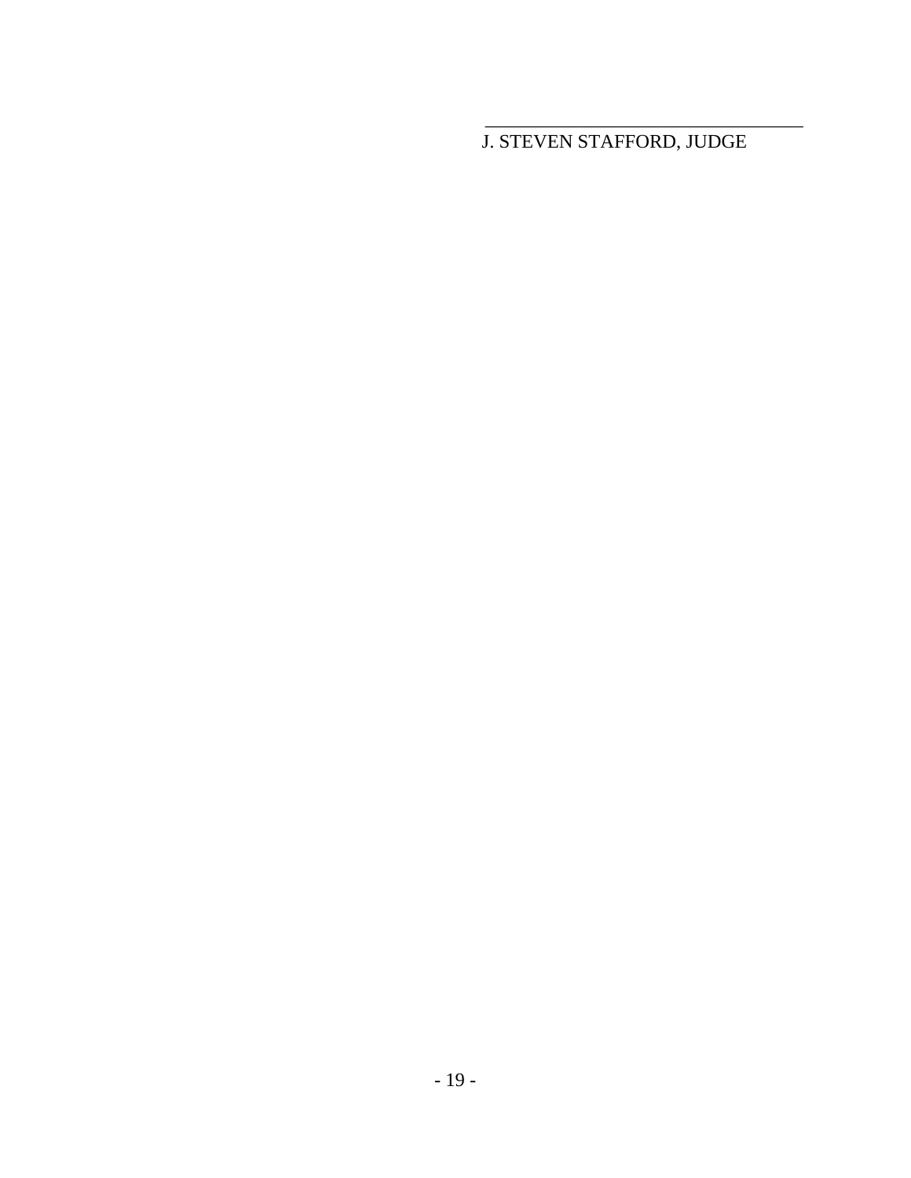\_\_\_\_\_\_\_\_\_\_\_\_\_\_\_\_\_\_\_\_\_\_\_\_\_\_\_\_\_\_\_\_\_\_\_

J. STEVEN STAFFORD, JUDGE